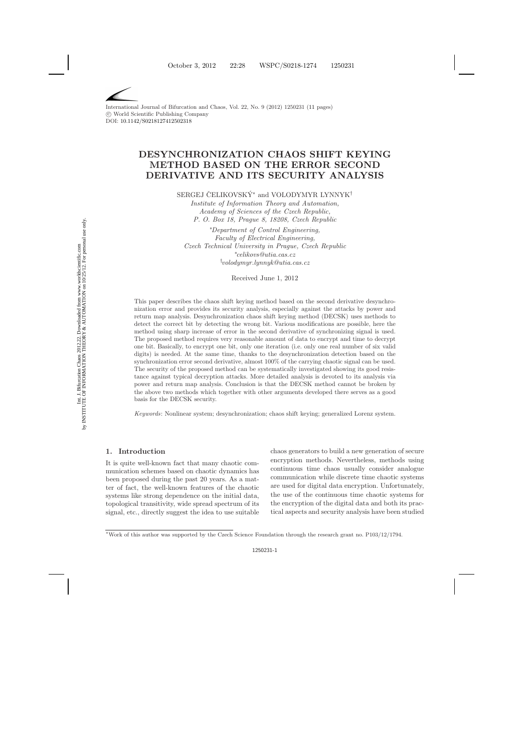# DESYNCHRONIZATION CHAOS SHIFT KEYING METHOD BASED ON THE ERROR SECOND DERIVATIVE AND ITS SECURITY ANALYSIS

SERGEJ ČELIKOVSKÝ[*] and VOLODYMYR LYNNYK[†]

*Institute of Information Theory and Automation,*
*Academy of Sciences of the Czech Republic,*
*P. O. Box 18, Prague 8, 18208, Czech Republic*

[*]*Department of Control Engineering,*
*Faculty of Electrical Engineering,*
*Czech Technical University in Prague, Czech Republic*
[*]*celikovs@utia.cas.cz*
[†]*volodymyr.lynnyk@utia.cas.cz*

Received June 1, 2012

This paper describes the chaos shift keying method based on the second derivative desynchronization error and provides its security analysis, especially against the attacks by power and return map analysis. Desynchronization chaos shift keying method (DECSK) uses methods to detect the correct bit by detecting the wrong bit. Various modifications are possible, here the method using sharp increase of error in the second derivative of synchronizing signal is used. The proposed method requires very reasonable amount of data to encrypt and time to decrypt one bit. Basically, to encrypt one bit, only one iteration (i.e. only one real number of six valid digits) is needed. At the same time, thanks to the desynchronization detection based on the synchronization error second derivative, almost 100% of the carrying chaotic signal can be used. The security of the proposed method can be systematically investigated showing its good resistance against typical decryption attacks. More detailed analysis is devoted to its analysis via power and return map analysis. Conclusion is that the DECSK method cannot be broken by the above two methods which together with other arguments developed there serves as a good basis for the DECSK security.

*Keywords*: Nonlinear system; desynchronization; chaos shift keying; generalized Lorenz system.

## 1. Introduction

It is quite well-known fact that many chaotic communication schemes based on chaotic dynamics has been proposed during the past 20 years. As a matter of fact, the well-known features of the chaotic systems like strong dependence on the initial data, topological transitivity, wide spread spectrum of its signal, etc., directly suggest the idea to use suitable chaos generators to build a new generation of secure encryption methods. Nevertheless, methods using continuous time chaos usually consider analogue communication while discrete time chaotic systems are used for digital data encryption. Unfortunately, the use of the continuous time chaotic systems for the encryption of the digital data and both its practical aspects and security analysis have been studied

[*]Work of this author was supported by the Czech Science Foundation through the research grant no. P103/12/1794.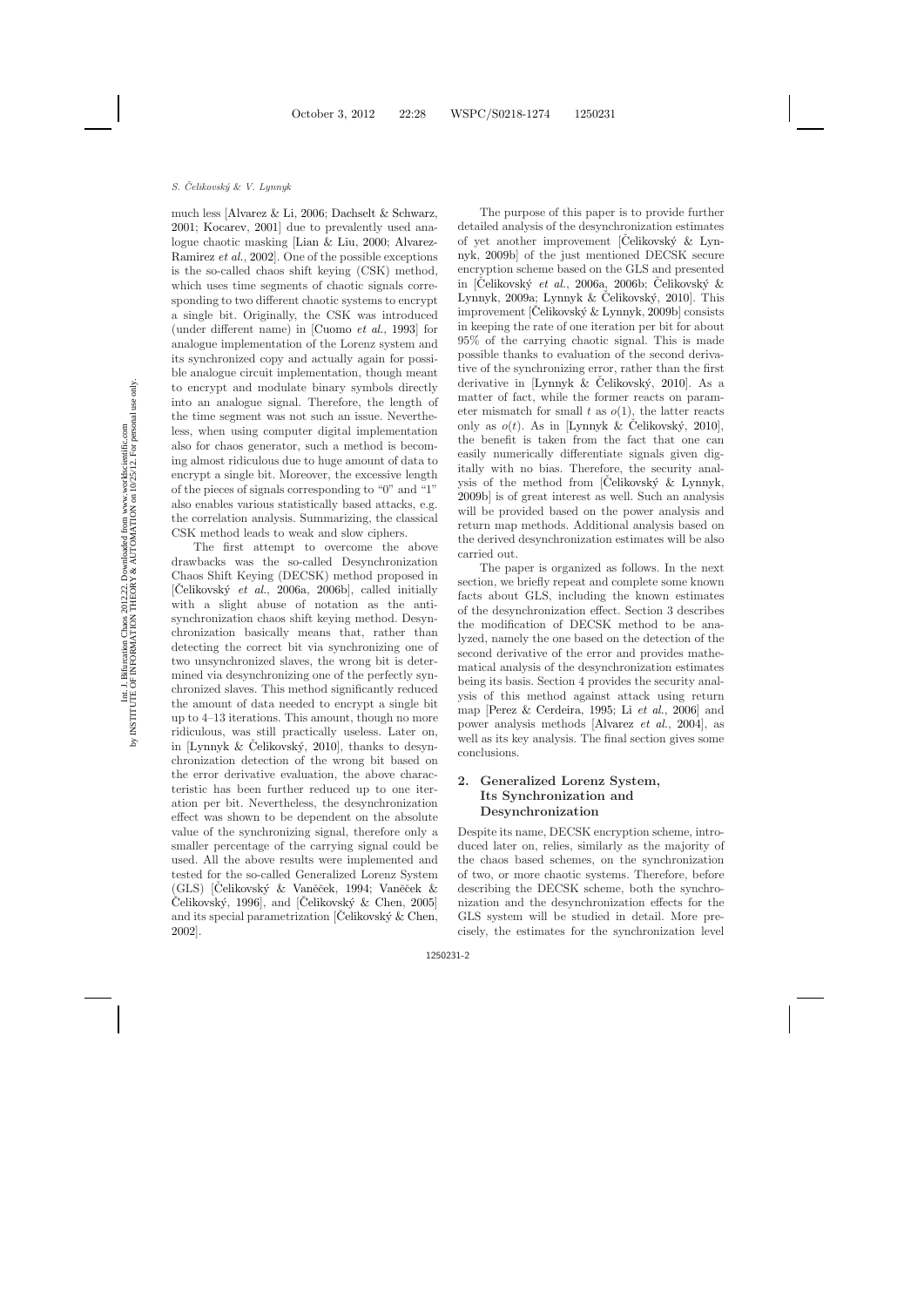much less [Alvarez & Li, 2006; Dachselt & Schwarz, 2001; Kocarev, 2001] due to prevalently used analogue chaotic masking [Lian & Liu, 2000; Alvarez-Ramirez *et al.*, 2002]. One of the possible exceptions is the so-called chaos shift keying (CSK) method, which uses time segments of chaotic signals corresponding to two different chaotic systems to encrypt a single bit. Originally, the CSK was introduced (under different name) in [Cuomo *et al.*, 1993] for analogue implementation of the Lorenz system and its synchronized copy and actually again for possible analogue circuit implementation, though meant to encrypt and modulate binary symbols directly into an analogue signal. Therefore, the length of the time segment was not such an issue. Nevertheless, when using computer digital implementation also for chaos generator, such a method is becoming almost ridiculous due to huge amount of data to encrypt a single bit. Moreover, the excessive length of the pieces of signals corresponding to "0" and "1" also enables various statistically based attacks, e.g. the correlation analysis. Summarizing, the classical CSK method leads to weak and slow ciphers.

The first attempt to overcome the above drawbacks was the so-called Desynchronization Chaos Shift Keying (DECSK) method proposed in [Čelikovský *et al.*, 2006a, 2006b], called initially with a slight abuse of notation as the antisynchronization chaos shift keying method. Desynchronization basically means that, rather than detecting the correct bit via synchronizing one of two unsynchronized slaves, the wrong bit is determined via desynchronizing one of the perfectly synchronized slaves. This method significantly reduced the amount of data needed to encrypt a single bit up to 4–13 iterations. This amount, though no more ridiculous, was still practically useless. Later on, in [Lynnyk & Čelikovský, 2010], thanks to desynchronization detection of the wrong bit based on the error derivative evaluation, the above characteristic has been further reduced up to one iteration per bit. Nevertheless, the desynchronization effect was shown to be dependent on the absolute value of the synchronizing signal, therefore only a smaller percentage of the carrying signal could be used. All the above results were implemented and tested for the so-called Generalized Lorenz System (GLS) [Čelikovský & Vaněček, 1994; Vaněček & Čelikovský, 1996], and [Čelikovský & Chen, 2005] and its special parametrization [Čelikovský & Chen, 2002].

The purpose of this paper is to provide further detailed analysis of the desynchronization estimates of yet another improvement [Čelikovský & Lynnyk, 2009b] of the just mentioned DECSK secure encryption scheme based on the GLS and presented in [Čelikovský *et al.*, 2006a, 2006b; Čelikovský & Lynnyk, 2009a; Lynnyk & Čelikovský, 2010]. This improvement [Čelikovský & Lynnyk, 2009b] consists in keeping the rate of one iteration per bit for about 95% of the carrying chaotic signal. This is made possible thanks to evaluation of the second derivative of the synchronizing error, rather than the first derivative in [Lynnyk & Čelikovský, 2010]. As a matter of fact, while the former reacts on parameter mismatch for small $t$ as $o(1)$, the latter reacts only as $o(t)$. As in [Lynnyk & Čelikovský, 2010], the benefit is taken from the fact that one can easily numerically differentiate signals given digitally with no bias. Therefore, the security analysis of the method from [Čelikovský & Lynnyk, 2009b] is of great interest as well. Such an analysis will be provided based on the power analysis and return map methods. Additional analysis based on the derived desynchronization estimates will be also carried out.

The paper is organized as follows. In the next section, we briefly repeat and complete some known facts about GLS, including the known estimates of the desynchronization effect. Section 3 describes the modification of DECSK method to be analyzed, namely the one based on the detection of the second derivative of the error and provides mathematical analysis of the desynchronization estimates being its basis. Section 4 provides the security analysis of this method against attack using return map [Perez & Cerdeira, 1995; Li *et al.*, 2006] and power analysis methods [Alvarez *et al.*, 2004], as well as its key analysis. The final section gives some conclusions.

## 2. Generalized Lorenz System, Its Synchronization and Desynchronization

Despite its name, DECSK encryption scheme, introduced later on, relies, similarly as the majority of the chaos based schemes, on the synchronization of two, or more chaotic systems. Therefore, before describing the DECSK scheme, both the synchronization and the desynchronization effects for the GLS system will be studied in detail. More precisely, the estimates for the synchronization level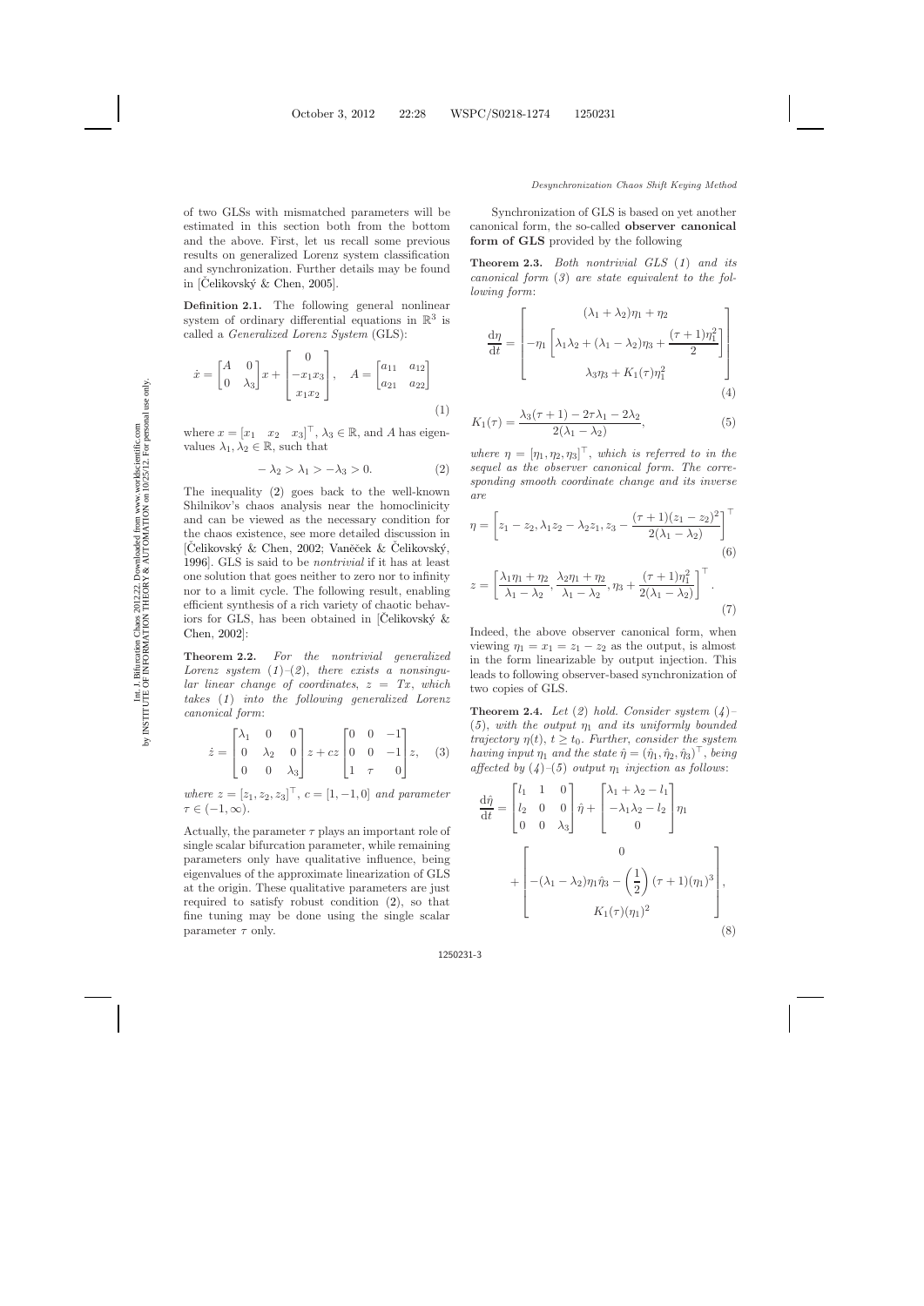of two GLSs with mismatched parameters will be estimated in this section both from the bottom and the above. First, let us recall some previous results on generalized Lorenz system classification and synchronization. Further details may be found in [Čelikovský & Chen, 2005].

**Definition 2.1.** The following general nonlinear system of ordinary differential equations in $\mathbb{R}^3$ is called a *Generalized Lorenz System* (GLS):

$$\dot{x} = \begin{bmatrix} A & 0 \\ 0 & \lambda_3 \end{bmatrix} x + \begin{bmatrix} 0 \\ -x_1 x_3 \\ x_1 x_2 \end{bmatrix}, \quad A = \begin{bmatrix} a_{11} & a_{12} \\ a_{21} & a_{22} \end{bmatrix} \tag{1}$$

where $x = [x_1 \quad x_2 \quad x_3]^\top$, $\lambda_3 \in \mathbb{R}$, and $A$ has eigenvalues $\lambda_1, \lambda_2 \in \mathbb{R}$, such that

$$-\lambda_2 > \lambda_1 > -\lambda_3 > 0. \tag{2}$$

The inequality (2) goes back to the well-known Shilnikov's chaos analysis near the homoclinicity and can be viewed as the necessary condition for the chaos existence, see more detailed discussion in [Čelikovský & Chen, 2002; Vaněček & Čelikovský, 1996]. GLS is said to be *nontrivial* if it has at least one solution that goes neither to zero nor to infinity nor to a limit cycle. The following result, enabling efficient synthesis of a rich variety of chaotic behaviors for GLS, has been obtained in [Čelikovský & Chen, 2002]:

**Theorem 2.2.** *For the nontrivial generalized Lorenz system (1)–(2), there exists a nonsingular linear change of coordinates, $z = Tx$, which takes (1) into the following generalized Lorenz canonical form*:

$$\dot{z} = \begin{bmatrix} \lambda_1 & 0 & 0 \\ 0 & \lambda_2 & 0 \\ 0 & 0 & \lambda_3 \end{bmatrix} z + cz \begin{bmatrix} 0 & 0 & -1 \\ 0 & 0 & -1 \\ 1 & \tau & 0 \end{bmatrix} z, \tag{3}$$

*where $z = [z_1, z_2, z_3]^\top$, $c = [1, -1, 0]$ and parameter $\tau \in (-1, \infty)$.*

Actually, the parameter $\tau$ plays an important role of single scalar bifurcation parameter, while remaining parameters only have qualitative influence, being eigenvalues of the approximate linearization of GLS at the origin. These qualitative parameters are just required to satisfy robust condition (2), so that fine tuning may be done using the single scalar parameter $\tau$ only.

Synchronization of GLS is based on yet another canonical form, the so-called **observer canonical form of GLS** provided by the following

**Theorem 2.3.** *Both nontrivial GLS (1) and its canonical form (3) are state equivalent to the following form*:

$$\frac{d\eta}{dt} = \begin{bmatrix} (\lambda_1 + \lambda_2)\eta_1 + \eta_2 \\ -\eta_1 \left[ \lambda_1 \lambda_2 + (\lambda_1 - \lambda_2)\eta_3 + \dfrac{(\tau+1)\eta_1^2}{2} \right] \\ \lambda_3 \eta_3 + K_1(\tau)\eta_1^2 \end{bmatrix} \tag{4}$$

$$K_1(\tau) = \frac{\lambda_3(\tau+1) - 2\tau\lambda_1 - 2\lambda_2}{2(\lambda_1 - \lambda_2)}, \tag{5}$$

*where $\eta = [\eta_1, \eta_2, \eta_3]^\top$, which is referred to in the sequel as the observer canonical form. The corresponding smooth coordinate change and its inverse are*

$$\eta = \left[ z_1 - z_2, \lambda_1 z_2 - \lambda_2 z_1, z_3 - \frac{(\tau+1)(z_1 - z_2)^2}{2(\lambda_1 - \lambda_2)} \right]^\top \tag{6}$$

$$z = \left[ \frac{\lambda_1 \eta_1 + \eta_2}{\lambda_1 - \lambda_2}, \frac{\lambda_2 \eta_1 + \eta_2}{\lambda_1 - \lambda_2}, \eta_3 + \frac{(\tau+1)\eta_1^2}{2(\lambda_1 - \lambda_2)} \right]^\top. \tag{7}$$

Indeed, the above observer canonical form, when viewing $\eta_1 = x_1 = z_1 - z_2$ as the output, is almost in the form linearizable by output injection. This leads to following observer-based synchronization of two copies of GLS.

**Theorem 2.4.** *Let (2) hold. Consider system (4)–(5), with the output $\eta_1$ and its uniformly bounded trajectory $\eta(t)$, $t \geq t_0$. Further, consider the system having input $\eta_1$ and the state $\hat{\eta} = (\hat{\eta}_1, \hat{\eta}_2, \hat{\eta}_3)^\top$, being affected by (4)–(5) output $\eta_1$ injection as follows*:

$$\frac{d\hat{\eta}}{dt} = \begin{bmatrix} l_1 & 1 & 0 \\ l_2 & 0 & 0 \\ 0 & 0 & \lambda_3 \end{bmatrix} \hat{\eta} + \begin{bmatrix} \lambda_1 + \lambda_2 - l_1 \\ -\lambda_1 \lambda_2 - l_2 \\ 0 \end{bmatrix} \eta_1 + \begin{bmatrix} 0 \\ -(\lambda_1 - \lambda_2)\eta_1 \hat{\eta}_3 - \left(\dfrac{1}{2}\right)(\tau+1)(\eta_1)^3 \\ K_1(\tau)(\eta_1)^2 \end{bmatrix}, \tag{8}$$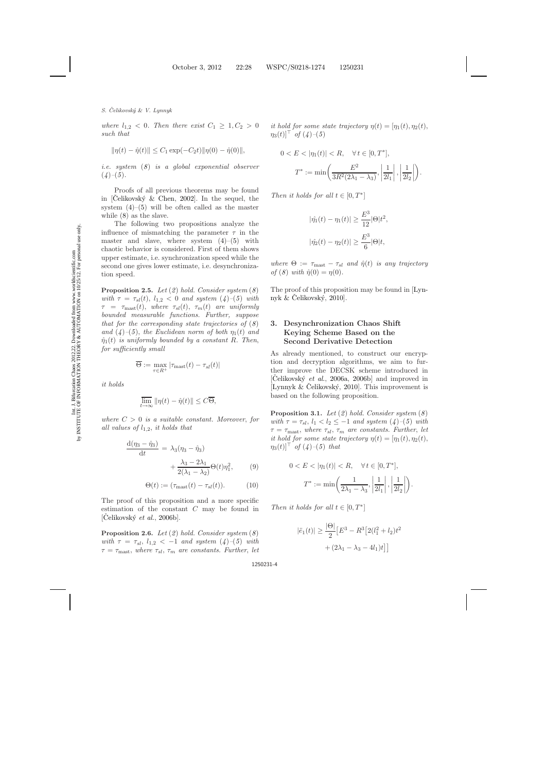where $l_{1,2} < 0$. Then there exist $C_1 \geq 1, C_2 > 0$ such that

$$\|\eta(t) - \hat{\eta}(t)\| \leq C_1 \exp(-C_2 t)\|\eta(0) - \hat{\eta}(0)\|,$$

*i.e. system (8) is a global exponential observer (4)–(5).*

Proofs of all previous theorems may be found in [Čelikovský & Chen, 2002]. In the sequel, the system (4)–(5) will be often called as the master while (8) as the slave.

The following two propositions analyze the influence of mismatching the parameter $\tau$ in the master and slave, where system (4)–(5) with chaotic behavior is considered. First of them shows upper estimate, i.e. synchronization speed while the second one gives lower estimate, i.e. desynchronization speed.

**Proposition 2.5.** *Let (2) hold. Consider system (8) with $\tau = \tau_{sl}(t)$, $l_{1,2} < 0$ and system (4)–(5) with $\tau = \tau_{\text{mast}}(t)$, where $\tau_{sl}(t)$, $\tau_m(t)$ are uniformly bounded measurable functions. Further, suppose that for the corresponding state trajectories of (8) and (4)–(5), the Euclidean norm of both $\eta_1(t)$ and $\hat{\eta}_1(t)$ is uniformly bounded by a constant $R$. Then, for sufficiently small*

$$\overline{\Theta} := \max_{\tau \in R^+} |\tau_{\text{mast}}(t) - \tau_{sl}(t)|$$

*it holds*

$$\overline{\lim_{t\to\infty}} \|\eta(t) - \hat{\eta}(t)\| \leq C\overline{\Theta},$$

*where $C > 0$ is a suitable constant. Moreover, for all values of $l_{1,2}$, it holds that*

$$\frac{\mathrm{d}(\eta_3 - \hat{\eta}_3)}{\mathrm{d}t} = \lambda_3(\eta_3 - \hat{\eta}_3) + \frac{\lambda_3 - 2\lambda_1}{2(\lambda_1 - \lambda_2)}\Theta(t)\eta_1^2, \tag{9}$$

$$\Theta(t) := (\tau_{\text{mast}}(t) - \tau_{sl}(t)). \tag{10}$$

The proof of this proposition and a more specific estimation of the constant $C$ may be found in [Čelikovský *et al.*, 2006b].

**Proposition 2.6.** *Let (2) hold. Consider system (8) with $\tau = \tau_{sl}$, $l_{1,2} < -1$ and system (4)–(5) with $\tau = \tau_{\text{mast}}$, where $\tau_{sl}$, $\tau_m$ are constants. Further, let it hold for some state trajectory $\eta(t) = [\eta_1(t), \eta_2(t), \eta_3(t)]^\top$ of (4)–(5)*

$$0 < E < |\eta_1(t)| < R, \quad \forall\, t \in [0, T^*],$$

$$T^* := \min\left(\frac{E^2}{3R^2(2\lambda_1 - \lambda_3)}, \left|\frac{1}{2l_1}\right|, \left|\frac{1}{2l_2}\right|\right).$$

*Then it holds for all $t \in [0, T^*]$*

$$|\hat{\eta}_1(t) - \eta_1(t)| \geq \frac{E^3}{12}|\Theta|t^2,$$

$$|\hat{\eta}_2(t) - \eta_2(t)| \geq \frac{E^3}{6}|\Theta|t,$$

*where $\Theta := \tau_{\text{mast}} - \tau_{sl}$ and $\hat{\eta}(t)$ is any trajectory of (8) with $\hat{\eta}(0) = \eta(0)$.*

The proof of this proposition may be found in [Lynnyk & Čelikovský, 2010].

## 3. Desynchronization Chaos Shift Keying Scheme Based on the Second Derivative Detection

As already mentioned, to construct our encryption and decryption algorithms, we aim to further improve the DECSK scheme introduced in [Čelikovský *et al.*, 2006a, 2006b] and improved in [Lynnyk & Čelikovský, 2010]. This improvement is based on the following proposition.

**Proposition 3.1.** *Let (2) hold. Consider system (8) with $\tau = \tau_{sl}$, $l_1 < l_2 \leq -1$ and system (4)–(5) with $\tau = \tau_{\text{mast}}$, where $\tau_{sl}$, $\tau_m$ are constants. Further, let it hold for some state trajectory $\eta(t) = [\eta_1(t), \eta_2(t), \eta_3(t)]^\top$ of (4)–(5) that*

$$0 < E < |\eta_1(t)| < R, \quad \forall\, t \in [0, T^*],$$

$$T^* := \min\left(\frac{1}{2\lambda_1 - \lambda_3}, \left|\frac{1}{2l_1}\right|, \left|\frac{1}{2l_2}\right|\right).$$

*Then it holds for all $t \in [0, T^*]$*

$$|\ddot{e}_1(t)| \geq \frac{|\Theta|}{2}\left[E^3 - R^3\left[2(l_1^2 + l_2)t^2 + (2\lambda_1 - \lambda_3 - 4l_1)t\right]\right]$$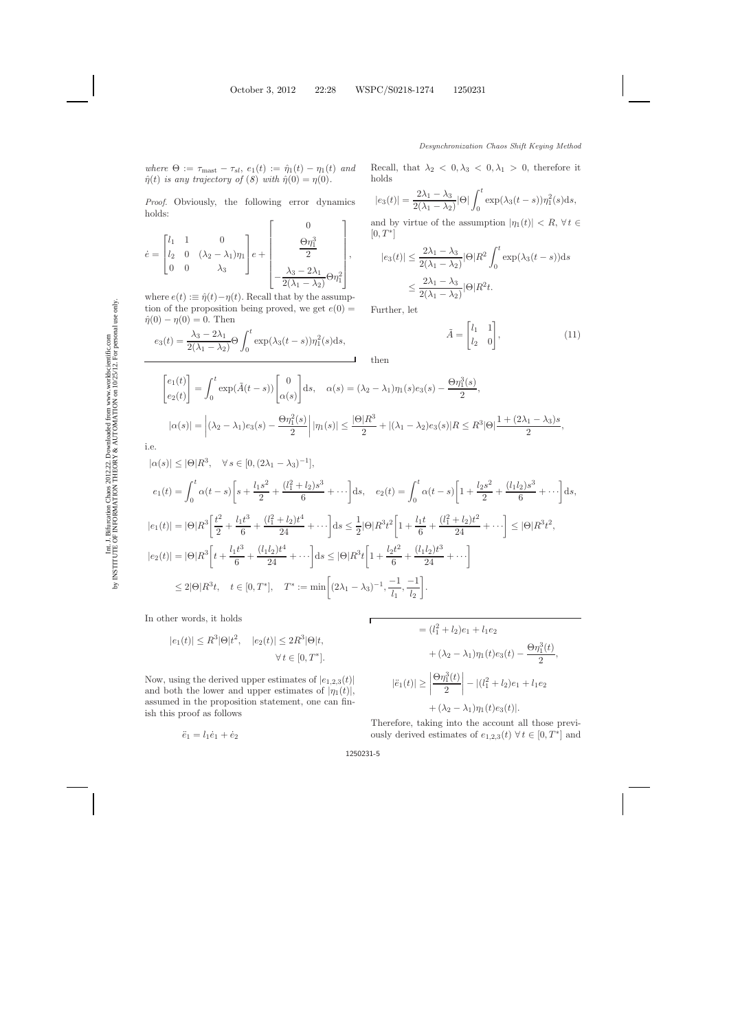*where* $\Theta := \tau_{\text{mast}} - \tau_{sl}$, $e_1(t) := \hat{\eta}_1(t) - \eta_1(t)$ *and* $\hat{\eta}(t)$ *is any trajectory of* (8) *with* $\hat{\eta}(0) = \eta(0)$.

*Proof.* Obviously, the following error dynamics holds:

$$\dot{e} = \begin{bmatrix} l_1 & 1 & 0 \\ l_2 & 0 & (\lambda_2 - \lambda_1)\eta_1 \\ 0 & 0 & \lambda_3 \end{bmatrix} e + \begin{bmatrix} 0 \\ \dfrac{\Theta\eta_1^3}{2} \\ -\dfrac{\lambda_3 - 2\lambda_1}{2(\lambda_1 - \lambda_2)}\Theta\eta_1^2 \end{bmatrix},$$

where $e(t) :\equiv \hat{\eta}(t) - \eta(t)$. Recall that by the assumption of the proposition being proved, we get $e(0) = \hat{\eta}(0) - \eta(0) = 0$. Then

$$e_3(t) = \frac{\lambda_3 - 2\lambda_1}{2(\lambda_1 - \lambda_2)}\Theta \int_0^t \exp(\lambda_3(t-s))\eta_1^2(s)\mathrm{d}s,$$

Recall, that $\lambda_2 < 0, \lambda_3 < 0, \lambda_1 > 0$, therefore it holds

$$|e_3(t)| = \frac{2\lambda_1 - \lambda_3}{2(\lambda_1 - \lambda_2)}|\Theta| \int_0^t \exp(\lambda_3(t-s))\eta_1^2(s)\mathrm{d}s,$$

and by virtue of the assumption $|\eta_1(t)| < R$, $\forall t \in [0, T^*]$

$$\begin{aligned} |e_3(t)| &\le \frac{2\lambda_1 - \lambda_3}{2(\lambda_1 - \lambda_2)}|\Theta| R^2 \int_0^t \exp(\lambda_3(t-s))\mathrm{d}s \\ &\le \frac{2\lambda_1 - \lambda_3}{2(\lambda_1 - \lambda_2)}|\Theta| R^2 t. \end{aligned}$$

Further, let

$$\bar{A} = \begin{bmatrix} l_1 & 1 \\ l_2 & 0 \end{bmatrix}, \tag{11}$$

then

$$\begin{bmatrix} e_1(t) \\ e_2(t) \end{bmatrix} = \int_0^t \exp(\bar{A}(t-s)) \begin{bmatrix} 0 \\ \alpha(s) \end{bmatrix} \mathrm{d}s, \quad \alpha(s) = (\lambda_2 - \lambda_1)\eta_1(s)e_3(s) - \frac{\Theta\eta_1^3(s)}{2},$$

$$|\alpha(s)| = \left|(\lambda_2 - \lambda_1)e_3(s) - \frac{\Theta\eta_1^2(s)}{2}\right| |\eta_1(s)| \le \frac{|\Theta|R^3}{2} + |(\lambda_1 - \lambda_2)e_3(s)|R \le R^3|\Theta|\frac{1 + (2\lambda_1 - \lambda_3)s}{2},$$

i.e.

$$|\alpha(s)| \le |\Theta|R^3, \quad \forall s \in [0, (2\lambda_1 - \lambda_3)^{-1}],$$

$$e_1(t) = \int_0^t \alpha(t-s)\left[s + \frac{l_1 s^2}{2} + \frac{(l_1^2 + l_2)s^3}{6} + \cdots\right]\mathrm{d}s, \quad e_2(t) = \int_0^t \alpha(t-s)\left[1 + \frac{l_2 s^2}{2} + \frac{(l_1 l_2)s^3}{6} + \cdots\right]\mathrm{d}s,$$

$$|e_1(t)| = |\Theta|R^3\left[\frac{t^2}{2} + \frac{l_1 t^3}{6} + \frac{(l_1^2 + l_2)t^4}{24} + \cdots\right]\mathrm{d}s \le \frac{1}{2}|\Theta|R^3 t^2\left[1 + \frac{l_1 t}{6} + \frac{(l_1^2 + l_2)t^2}{24} + \cdots\right] \le |\Theta|R^3 t^2,$$

$$\begin{aligned} |e_2(t)| &= |\Theta|R^3\left[t + \frac{l_1 t^3}{6} + \frac{(l_1 l_2)t^4}{24} + \cdots\right]\mathrm{d}s \le |\Theta|R^3 t\left[1 + \frac{l_2 t^2}{6} + \frac{(l_1 l_2)t^3}{24} + \cdots\right] \\ &\le 2|\Theta|R^3 t, \quad t \in [0, T^*], \quad T^* := \min\left[(2\lambda_1 - \lambda_3)^{-1}, \frac{-1}{l_1}, \frac{-1}{l_2}\right]. \end{aligned}$$

In other words, it holds

$$|e_1(t)| \le R^3|\Theta|t^2, \quad |e_2(t)| \le 2R^3|\Theta|t, \quad \forall t \in [0, T^*].$$

Now, using the derived upper estimates of $|e_{1,2,3}(t)|$ and both the lower and upper estimates of $|\eta_1(t)|$, assumed in the proposition statement, one can finish this proof as follows

$$\begin{aligned} \ddot{e}_1 &= l_1\dot{e}_1 + \dot{e}_2 \\ &= (l_1^2 + l_2)e_1 + l_1 e_2 \\ &\quad + (\lambda_2 - \lambda_1)\eta_1(t)e_3(t) - \frac{\Theta\eta_1^3(t)}{2}, \\ |\ddot{e}_1(t)| &\ge \left|\frac{\Theta\eta_1^3(t)}{2}\right| - |(l_1^2 + l_2)e_1 + l_1 e_2 \\ &\quad + (\lambda_2 - \lambda_1)\eta_1(t)e_3(t)|. \end{aligned}$$

Therefore, taking into the account all those previously derived estimates of $e_{1,2,3}(t)$ $\forall t \in [0, T^*]$ and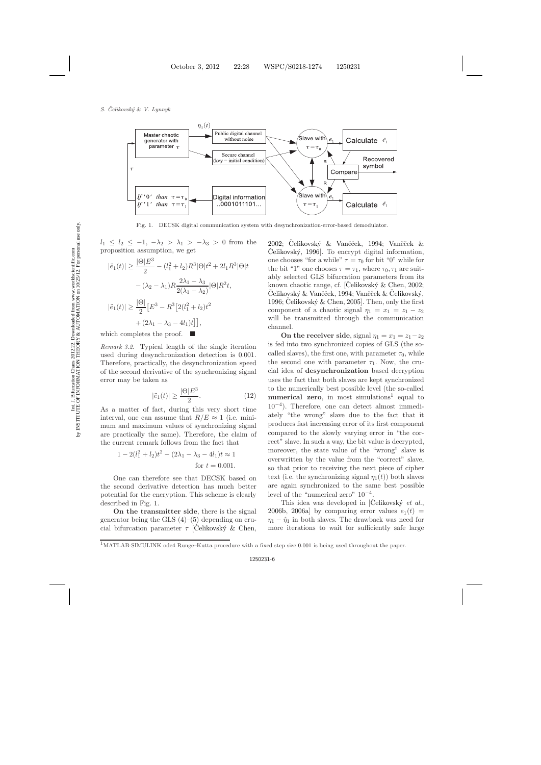$\eta_1(t)$

Master chaotic generator with parameter $\tau$

Public digital channel without noise

Secure channel (key = initial condition)

Slave with $\tau = \tau_0$

Slave with $\tau = \tau_1$

Calculate $\ddot{e}_1$

Calculate $\ddot{e}_1$

Compare

Recovered symbol

R

R

$\tau$

If '0' than $\tau = \tau_0$
If '1' than $\tau = \tau_1$

Digital information ..0001011101...

Fig. 1. DECSK digital communication system with desynchronization-error-based demodulator.

$l_1 \leq l_2 \leq -1$, $-\lambda_2 > \lambda_1 > -\lambda_3 > 0$ from the proposition assumption, we get

$$|\ddot{e}_1(t)| \geq \frac{|\Theta|E^3}{2} - (l_1^2 + l_2)R^3|\Theta|t^2 + 2l_1R^3|\Theta|t - (\lambda_2 - \lambda_1)R\frac{2\lambda_1 - \lambda_3}{2(\lambda_1 - \lambda_2)}|\Theta|R^2t,$$

$$|\ddot{e}_1(t)| \geq \frac{|\Theta|}{2}\left[E^3 - R^3\left[2(l_1^2 + l_2)t^2 + (2\lambda_1 - \lambda_3 - 4l_1)t\right]\right],$$

which completes the proof. ■

*Remark 3.2.* Typical length of the single iteration used during desynchronization detection is 0.001. Therefore, practically, the desynchronization speed of the second derivative of the synchronizing signal error may be taken as

$$|\ddot{e}_1(t)| \geq \frac{|\Theta|E^3}{2}. \tag{12}$$

As a matter of fact, during this very short time interval, one can assume that $R/E \approx 1$ (i.e. minimum and maximum values of synchronizing signal are practically the same). Therefore, the claim of the current remark follows from the fact that

$$1 - 2(l_1^2 + l_2)t^2 - (2\lambda_1 - \lambda_3 - 4l_1)t \approx 1 \quad \text{for } t = 0.001.$$

One can therefore see that DECSK based on the second derivative detection has much better potential for the encryption. This scheme is clearly described in Fig. 1.

**On the transmitter side**, there is the signal generator being the GLS (4)–(5) depending on crucial bifurcation parameter $\tau$ [Čelikovský & Chen, 2002; Čelikovský & Vaněček, 1994; Vaněček & Čelikovský, 1996]. To encrypt digital information, one chooses "for a while" $\tau = \tau_0$ for bit "0" while for the bit "1" one chooses $\tau = \tau_1$, where $\tau_0, \tau_1$ are suitably selected GLS bifurcation parameters from its known chaotic range, cf. [Čelikovský & Chen, 2002; Čelikovský & Vaněček, 1994; Vaněček & Čelikovský, 1996; Čelikovský & Chen, 2005]. Then, only the first component of a chaotic signal $\eta_1 = x_1 = z_1 - z_2$ will be transmitted through the communication channel.

**On the receiver side**, signal $\eta_1 = x_1 = z_1 - z_2$ is fed into two synchronized copies of GLS (the so-called slaves), the first one, with parameter $\tau_0$, while the second one with parameter $\tau_1$. Now, the crucial idea of **desynchronization** based decryption uses the fact that both slaves are kept synchronized to the numerically best possible level (the so-called **numerical zero**, in most simulations[1] equal to $10^{-4}$). Therefore, one can detect almost immediately "the wrong" slave due to the fact that it produces fast increasing error of its first component compared to the slowly varying error in "the correct" slave. In such a way, the bit value is decrypted, moreover, the state value of the "wrong" slave is overwritten by the value from the "correct" slave, so that prior to receiving the next piece of cipher text (i.e. the synchronizing signal $\eta_1(t)$) both slaves are again synchronized to the same best possible level of the "numerical zero" $10^{-4}$.

This idea was developed in [Čelikovský *et al.*, 2006b, 2006a] by comparing error values $e_1(t) = \eta_1 - \hat{\eta}_1$ in both slaves. The drawback was need for more iterations to wait for sufficiently safe large

[1]MATLAB-SIMULINK ode4 Runge–Kutta procedure with a fixed step size 0.001 is being used throughout the paper.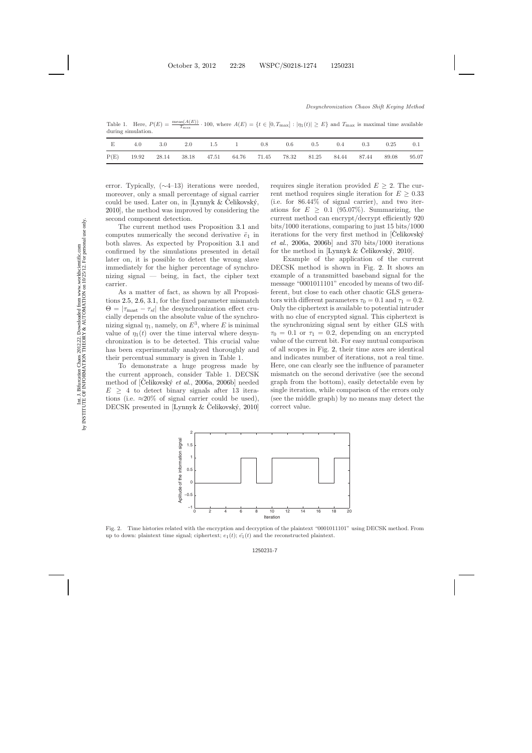Table 1. Here, $P(E) = \frac{\text{meas}(A(E))}{T_{\max}} \cdot 100$, where $A(E) = \{t \in [0, T_{\max}] : |\eta_1(t)| \geq E\}$ and $T_{\max}$ is maximal time available during simulation.

| E | 4.0 | 3.0 | 2.0 | 1.5 | 1 | 0.8 | 0.6 | 0.5 | 0.4 | 0.3 | 0.25 | 0.1 |
|---|---|---|---|---|---|---|---|---|---|---|---|---|
| P(E) | 19.92 | 28.14 | 38.18 | 47.51 | 64.76 | 71.45 | 78.32 | 81.25 | 84.44 | 87.44 | 89.08 | 95.07 |

error. Typically, (∼4–13) iterations were needed, moreover, only a small percentage of signal carrier could be used. Later on, in [Lynnyk & Čelikovský, 2010], the method was improved by considering the second component detection.

The current method uses Proposition 3.1 and computes numerically the second derivative $\ddot{e}_1$ in both slaves. As expected by Proposition 3.1 and confirmed by the simulations presented in detail later on, it is possible to detect the wrong slave immediately for the higher percentage of synchronizing signal — being, in fact, the cipher text carrier.

As a matter of fact, as shown by all Propositions 2.5, 2.6, 3.1, for the fixed parameter mismatch $\Theta = |\tau_{\text{mast}} - \tau_{sl}|$ the desynchronization effect crucially depends on the absolute value of the synchronizing signal $\eta_1$, namely, on $E^3$, where $E$ is minimal value of $\eta_1(t)$ over the time interval where desynchronization is to be detected. This crucial value has been experimentally analyzed thoroughly and their percentual summary is given in Table 1.

To demonstrate a huge progress made by the current approach, consider Table 1. DECSK method of [Čelikovský *et al.*, 2006a, 2006b] needed $E \geq 4$ to detect binary signals after 13 iterations (i.e. ≈20% of signal carrier could be used), DECSK presented in [Lynnyk & Čelikovský, 2010] requires single iteration provided $E \geq 2$. The current method requires single iteration for $E \geq 0.33$ (i.e. for 86.44% of signal carrier), and two iterations for $E \geq 0.1$ (95.07%). Summarizing, the current method can encrypt/decrypt efficiently 920 bits/1000 iterations, comparing to just 15 bits/1000 iterations for the very first method in [Čelikovský *et al.*, 2006a, 2006b] and 370 bits/1000 iterations for the method in [Lynnyk & Čelikovský, 2010].

Example of the application of the current DECSK method is shown in Fig. 2. It shows an example of a transmitted baseband signal for the message "0001011101" encoded by means of two different, but close to each other chaotic GLS generators with different parameters $\tau_0 = 0.1$ and $\tau_1 = 0.2$. Only the ciphertext is available to potential intruder with no clue of encrypted signal. This ciphertext is the synchronizing signal sent by either GLS with $\tau_0 = 0.1$ or $\tau_1 = 0.2$, depending on an encrypted value of the current bit. For easy mutual comparison of all scopes in Fig. 2, their time axes are identical and indicates number of iterations, not a real time. Here, one can clearly see the influence of parameter mismatch on the second derivative (see the second graph from the bottom), easily detectable even by single iteration, while comparison of the errors only (see the middle graph) by no means may detect the correct value.

Apiltude of the information signal
Iteration

Fig. 2. Time histories related with the encryption and decryption of the plaintext "0001011101" using DECSK method. From up to down: plaintext time signal; ciphertext; $e_1(t)$; $\ddot{e}_1(t)$ and the reconstructed plaintext.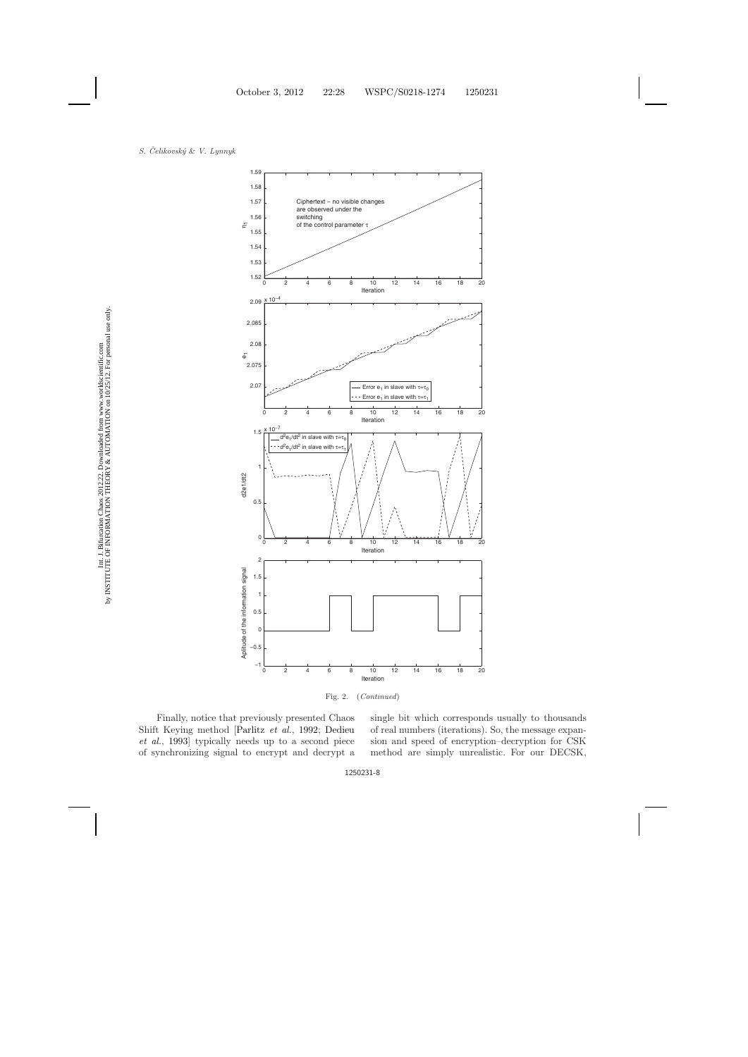1.59

1.58

1.57

1.56

$\eta_1$

1.55

1.54

1.53

1.52

0 2 4 6 8 10 12 14 16 18 20

Iteration

Ciphertext – no visible changes are observed under the switching of the control parameter $\tau$

2.09 x $10^{-4}$

2.085

2.08

$e_1$

2.075

2.07

0 2 4 6 8 10 12 14 16 18 20

Iteration

Error $e_1$ in slave with $\tau=\tau_0$

Error $e_1$ in slave with $\tau=\tau_1$

1.5 x $10^{-7}$

1

d2e1dt2

0.5

0

0 2 4 6 8 10 12 14 16 18 20

Iteration

$d^2e_1/dt^2$ in slave with $\tau=\tau_0$

$d^2e_1/dt^2$ in slave with $\tau=\tau_1$

2

1.5

1

Aplitude of the information signal

0.5

0

−0.5

−1

0 2 4 6 8 10 12 14 16 18 20

Iteration

Fig. 2. (*Continued*)

Finally, notice that previously presented Chaos Shift Keying method [Parlitz *et al.*, 1992; Dedieu *et al.*, 1993] typically needs up to a second piece of synchronizing signal to encrypt and decrypt a single bit which corresponds usually to thousands of real numbers (iterations). So, the message expansion and speed of encryption–decryption for CSK method are simply unrealistic. For our DECSK,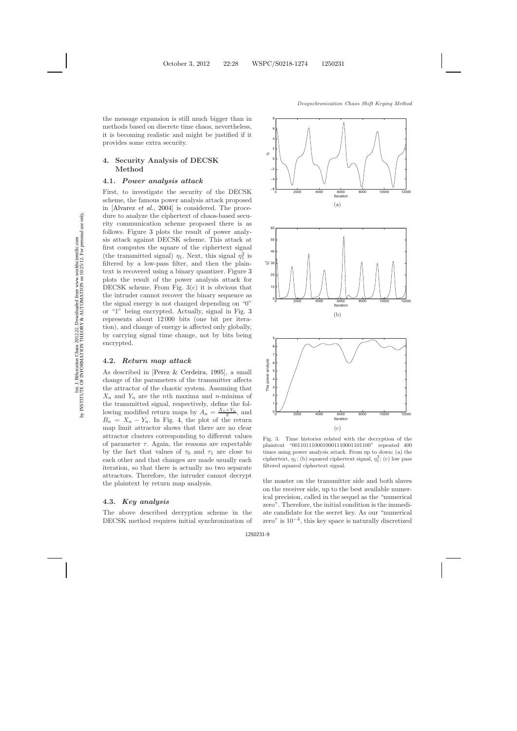the message expansion is still much bigger than in methods based on discrete time chaos, nevertheless, it is becoming realistic and might be justified if it provides some extra security.

## 4. Security Analysis of DECSK Method

### 4.1. *Power analysis attack*

First, to investigate the security of the DECSK scheme, the famous power analysis attack proposed in [Alvarez *et al.*, 2004] is considered. The procedure to analyze the ciphertext of chaos-based security communication scheme proposed there is as follows. Figure 3 plots the result of power analysis attack against DECSK scheme. This attack at first computes the square of the ciphertext signal (the transmitted signal) $\eta_1$. Next, this signal $\eta_1^2$ is filtered by a low-pass filter, and then the plaintext is recovered using a binary quantizer. Figure 3 plots the result of the power analysis attack for DECSK scheme. From Fig. 3(c) it is obvious that the intruder cannot recover the binary sequence as the signal energy is not changed depending on "0" or "1" being encrypted. Actually, signal in Fig. 3 represents about 12 000 bits (one bit per iteration), and change of energy is affected only globally, by carrying signal time change, not by bits being encrypted.

### 4.2. *Return map attack*

As described in [Perez & Cerdeira, 1995], a small change of the parameters of the transmitter affects the attractor of the chaotic system. Assuming that $X_n$ and $Y_n$ are the $n$th maxima and $n$-minima of the transmitted signal, respectively, define the following modified return maps by $A_n = \frac{X_n+Y_n}{2}$, and $B_n = X_n - Y_n$. In Fig. 4, the plot of the return map limit attractor shows that there are no clear attractor clusters corresponding to different values of parameter $\tau$. Again, the reasons are expectable by the fact that values of $\tau_0$ and $\tau_1$ are close to each other and that changes are made usually each iteration, so that there is actually no two separate attractors. Therefore, the intruder cannot decrypt the plaintext by return map analysis.

### 4.3. *Key analysis*

The above described decryption scheme in the DECSK method requires initial synchronization of the master on the transmitter side and both slaves on the receiver side, up to the best available numerical precision, called in the sequel as the "numerical zero". Therefore, the initial condition is the immediate candidate for the secret key. As our "numerical zero" is $10^{-4}$, this key space is naturally discretized

Fig. 3. Time histories related with the decryption of the plaintext "00110111000100011100011101100" repeated 400 times using power analysis attack. From up to down: (a) the ciphertext, $\eta_1$; (b) squared ciphertext signal, $\eta_1^2$; (c) low pass filtered squared ciphertext signal.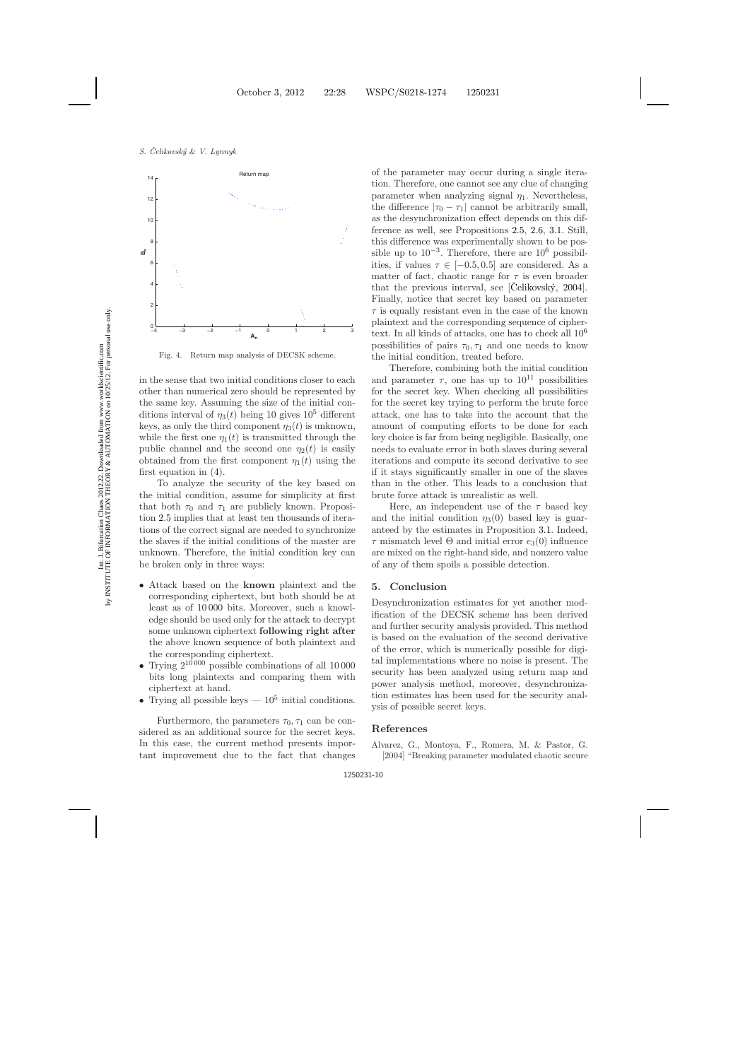Return map

14

12

10

8

$B_n$

6

4

2

0

–4 –3 –2 –1 0 1 2 3

$A_n$

Fig. 4. Return map analysis of DECSK scheme.

in the sense that two initial conditions closer to each other than numerical zero should be represented by the same key. Assuming the size of the initial conditions interval of $\eta_3(t)$ being 10 gives $10^5$ different keys, as only the third component $\eta_3(t)$ is unknown, while the first one $\eta_1(t)$ is transmitted through the public channel and the second one $\eta_2(t)$ is easily obtained from the first component $\eta_1(t)$ using the first equation in (4).

To analyze the security of the key based on the initial condition, assume for simplicity at first that both $\tau_0$ and $\tau_1$ are publicly known. Proposition 2.5 implies that at least ten thousands of iterations of the correct signal are needed to synchronize the slaves if the initial conditions of the master are unknown. Therefore, the initial condition key can be broken only in three ways:

- Attack based on the **known** plaintext and the corresponding ciphertext, but both should be at least as of 10 000 bits. Moreover, such a knowledge should be used only for the attack to decrypt some unknown ciphertext **following right after** the above known sequence of both plaintext and the corresponding ciphertext.
- Trying $2^{10\,000}$ possible combinations of all 10 000 bits long plaintexts and comparing them with ciphertext at hand.
- Trying all possible keys — $10^5$ initial conditions.

Furthermore, the parameters $\tau_0, \tau_1$ can be considered as an additional source for the secret keys. In this case, the current method presents important improvement due to the fact that changes of the parameter may occur during a single iteration. Therefore, one cannot see any clue of changing parameter when analyzing signal $\eta_1$. Nevertheless, the difference $|\tau_0 - \tau_1|$ cannot be arbitrarily small, as the desynchronization effect depends on this difference as well, see Propositions 2.5, 2.6, 3.1. Still, this difference was experimentally shown to be possible up to $10^{-3}$. Therefore, there are $10^6$ possibilities, if values $\tau \in [-0.5, 0.5]$ are considered. As a matter of fact, chaotic range for $\tau$ is even broader that the previous interval, see [Čelikovský, 2004]. Finally, notice that secret key based on parameter $\tau$ is equally resistant even in the case of the known plaintext and the corresponding sequence of ciphertext. In all kinds of attacks, one has to check all $10^6$ possibilities of pairs $\tau_0, \tau_1$ and one needs to know the initial condition, treated before.

Therefore, combining both the initial condition and parameter $\tau$, one has up to $10^{11}$ possibilities for the secret key. When checking all possibilities for the secret key trying to perform the brute force attack, one has to take into the account that the amount of computing efforts to be done for each key choice is far from being negligible. Basically, one needs to evaluate error in both slaves during several iterations and compute its second derivative to see if it stays significantly smaller in one of the slaves than in the other. This leads to a conclusion that brute force attack is unrealistic as well.

Here, an independent use of the $\tau$ based key and the initial condition $\eta_3(0)$ based key is guaranteed by the estimates in Proposition 3.1. Indeed, $\tau$ mismatch level $\Theta$ and initial error $e_3(0)$ influence are mixed on the right-hand side, and nonzero value of any of them spoils a possible detection.

## 5. Conclusion

Desynchronization estimates for yet another modification of the DECSK scheme has been derived and further security analysis provided. This method is based on the evaluation of the second derivative of the error, which is numerically possible for digital implementations where no noise is present. The security has been analyzed using return map and power analysis method, moreover, desynchronization estimates has been used for the security analysis of possible secret keys.

## References

Alvarez, G., Montoya, F., Romera, M. & Pastor, G. [2004] "Breaking parameter modulated chaotic secure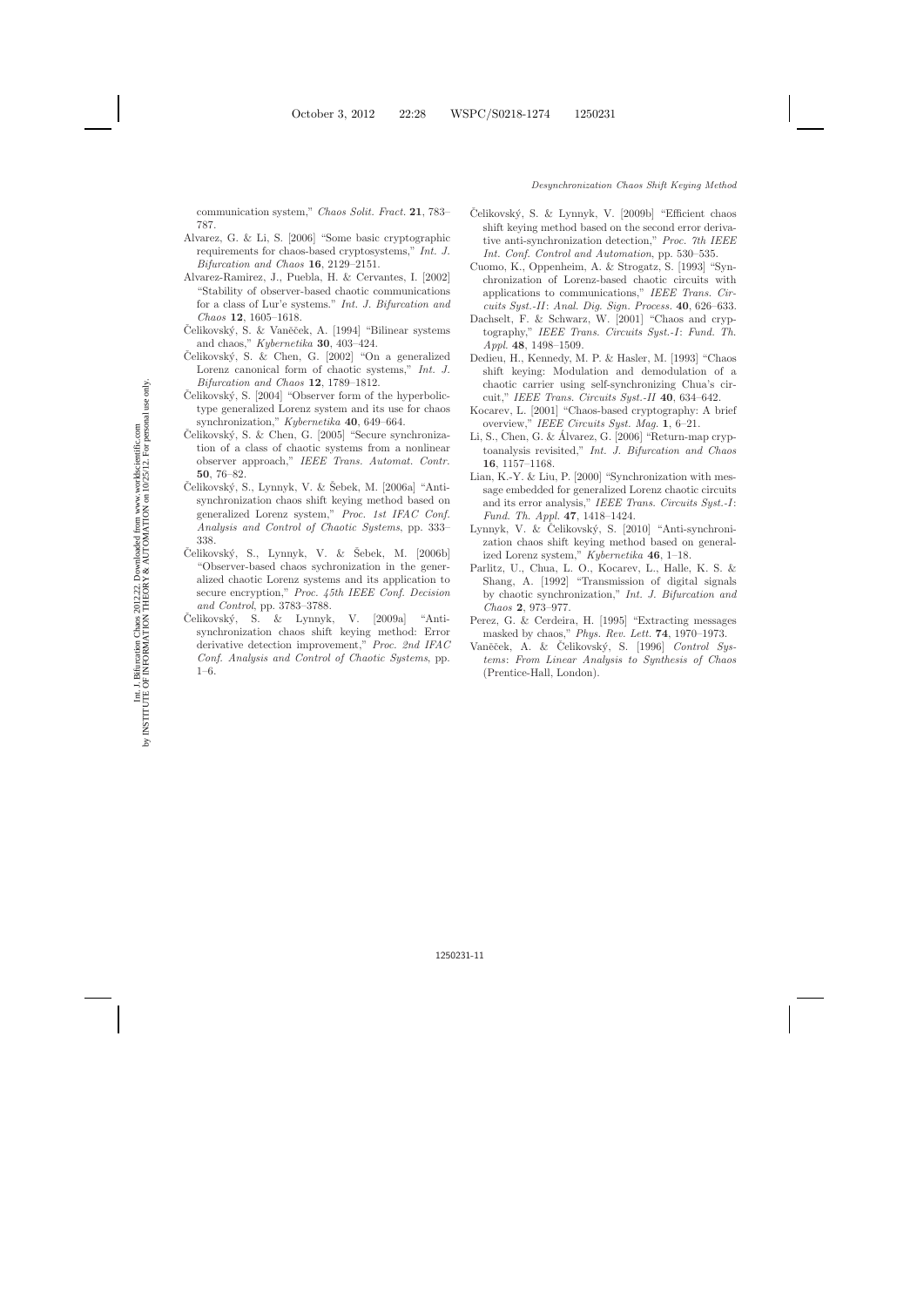communication system," *Chaos Solit. Fract.* **21**, 783–787.

Alvarez, G. & Li, S. [2006] "Some basic cryptographic requirements for chaos-based cryptosystems," *Int. J. Bifurcation and Chaos* **16**, 2129–2151.

Alvarez-Ramirez, J., Puebla, H. & Cervantes, I. [2002] "Stability of observer-based chaotic communications for a class of Lur'e systems." *Int. J. Bifurcation and Chaos* **12**, 1605–1618.

Čelikovský, S. & Vaněček, A. [1994] "Bilinear systems and chaos," *Kybernetika* **30**, 403–424.

Čelikovský, S. & Chen, G. [2002] "On a generalized Lorenz canonical form of chaotic systems," *Int. J. Bifurcation and Chaos* **12**, 1789–1812.

Čelikovský, S. [2004] "Observer form of the hyperbolic-type generalized Lorenz system and its use for chaos synchronization," *Kybernetika* **40**, 649–664.

Čelikovský, S. & Chen, G. [2005] "Secure synchronization of a class of chaotic systems from a nonlinear observer approach," *IEEE Trans. Automat. Contr.* **50**, 76–82.

Čelikovský, S., Lynnyk, V. & Šebek, M. [2006a] "Anti-synchronization chaos shift keying method based on generalized Lorenz system," *Proc. 1st IFAC Conf. Analysis and Control of Chaotic Systems*, pp. 333–338.

Čelikovský, S., Lynnyk, V. & Šebek, M. [2006b] "Observer-based chaos sychronization in the generalized chaotic Lorenz systems and its application to secure encryption," *Proc. 45th IEEE Conf. Decision and Control*, pp. 3783–3788.

Čelikovský, S. & Lynnyk, V. [2009a] "Anti-synchronization chaos shift keying method: Error derivative detection improvement," *Proc. 2nd IFAC Conf. Analysis and Control of Chaotic Systems*, pp. 1–6.

Čelikovský, S. & Lynnyk, V. [2009b] "Efficient chaos shift keying method based on the second error derivative anti-synchronization detection," *Proc. 7th IEEE Int. Conf. Control and Automation*, pp. 530–535.

Cuomo, K., Oppenheim, A. & Strogatz, S. [1993] "Synchronization of Lorenz-based chaotic circuits with applications to communications," *IEEE Trans. Circuits Syst.-II: Anal. Dig. Sign. Process.* **40**, 626–633.

Dachselt, F. & Schwarz, W. [2001] "Chaos and cryptography," *IEEE Trans. Circuits Syst.-I: Fund. Th. Appl.* **48**, 1498–1509.

Dedieu, H., Kennedy, M. P. & Hasler, M. [1993] "Chaos shift keying: Modulation and demodulation of a chaotic carrier using self-synchronizing Chua's circuit," *IEEE Trans. Circuits Syst.-II* **40**, 634–642.

Kocarev, L. [2001] "Chaos-based cryptography: A brief overview," *IEEE Circuits Syst. Mag.* **1**, 6–21.

Li, S., Chen, G. & Álvarez, G. [2006] "Return-map cryptoanalysis revisited," *Int. J. Bifurcation and Chaos* **16**, 1157–1168.

Lian, K.-Y. & Liu, P. [2000] "Synchronization with message embedded for generalized Lorenz chaotic circuits and its error analysis," *IEEE Trans. Circuits Syst.-I: Fund. Th. Appl.* **47**, 1418–1424.

Lynnyk, V. & Čelikovský, S. [2010] "Anti-synchronization chaos shift keying method based on generalized Lorenz system," *Kybernetika* **46**, 1–18.

Parlitz, U., Chua, L. O., Kocarev, L., Halle, K. S. & Shang, A. [1992] "Transmission of digital signals by chaotic synchronization," *Int. J. Bifurcation and Chaos* **2**, 973–977.

Perez, G. & Cerdeira, H. [1995] "Extracting messages masked by chaos," *Phys. Rev. Lett.* **74**, 1970–1973.

Vaněček, A. & Čelikovský, S. [1996] *Control Systems: From Linear Analysis to Synthesis of Chaos* (Prentice-Hall, London).